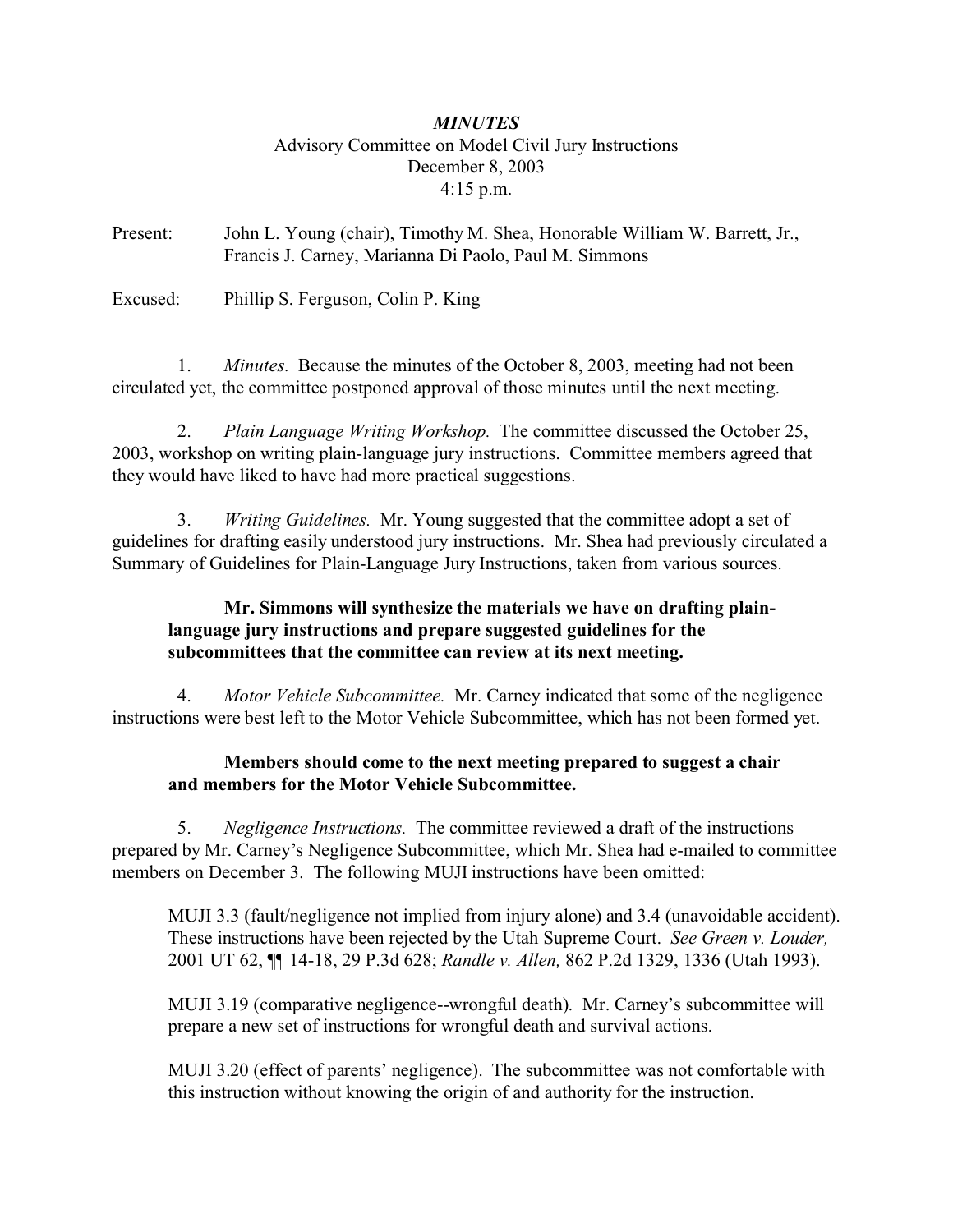# *MINUTES*

Advisory Committee on Model Civil Jury Instructions
December 8, 2003
4:15 p.m.

Present: John L. Young (chair), Timothy M. Shea, Honorable William W. Barrett, Jr., Francis J. Carney, Marianna Di Paolo, Paul M. Simmons

Excused: Phillip S. Ferguson, Colin P. King

1. *Minutes.* Because the minutes of the October 8, 2003, meeting had not been circulated yet, the committee postponed approval of those minutes until the next meeting.

2. *Plain Language Writing Workshop.* The committee discussed the October 25, 2003, workshop on writing plain-language jury instructions. Committee members agreed that they would have liked to have had more practical suggestions.

3. *Writing Guidelines.* Mr. Young suggested that the committee adopt a set of guidelines for drafting easily understood jury instructions. Mr. Shea had previously circulated a Summary of Guidelines for Plain-Language Jury Instructions, taken from various sources.

**Mr. Simmons will synthesize the materials we have on drafting plain-language jury instructions and prepare suggested guidelines for the subcommittees that the committee can review at its next meeting.**

4. *Motor Vehicle Subcommittee.* Mr. Carney indicated that some of the negligence instructions were best left to the Motor Vehicle Subcommittee, which has not been formed yet.

**Members should come to the next meeting prepared to suggest a chair and members for the Motor Vehicle Subcommittee.**

5. *Negligence Instructions.* The committee reviewed a draft of the instructions prepared by Mr. Carney's Negligence Subcommittee, which Mr. Shea had e-mailed to committee members on December 3. The following MUJI instructions have been omitted:

MUJI 3.3 (fault/negligence not implied from injury alone) and 3.4 (unavoidable accident). These instructions have been rejected by the Utah Supreme Court. *See Green v. Louder,* 2001 UT 62, ¶¶ 14-18, 29 P.3d 628; *Randle v. Allen,* 862 P.2d 1329, 1336 (Utah 1993).

MUJI 3.19 (comparative negligence--wrongful death). Mr. Carney's subcommittee will prepare a new set of instructions for wrongful death and survival actions.

MUJI 3.20 (effect of parents' negligence). The subcommittee was not comfortable with this instruction without knowing the origin of and authority for the instruction.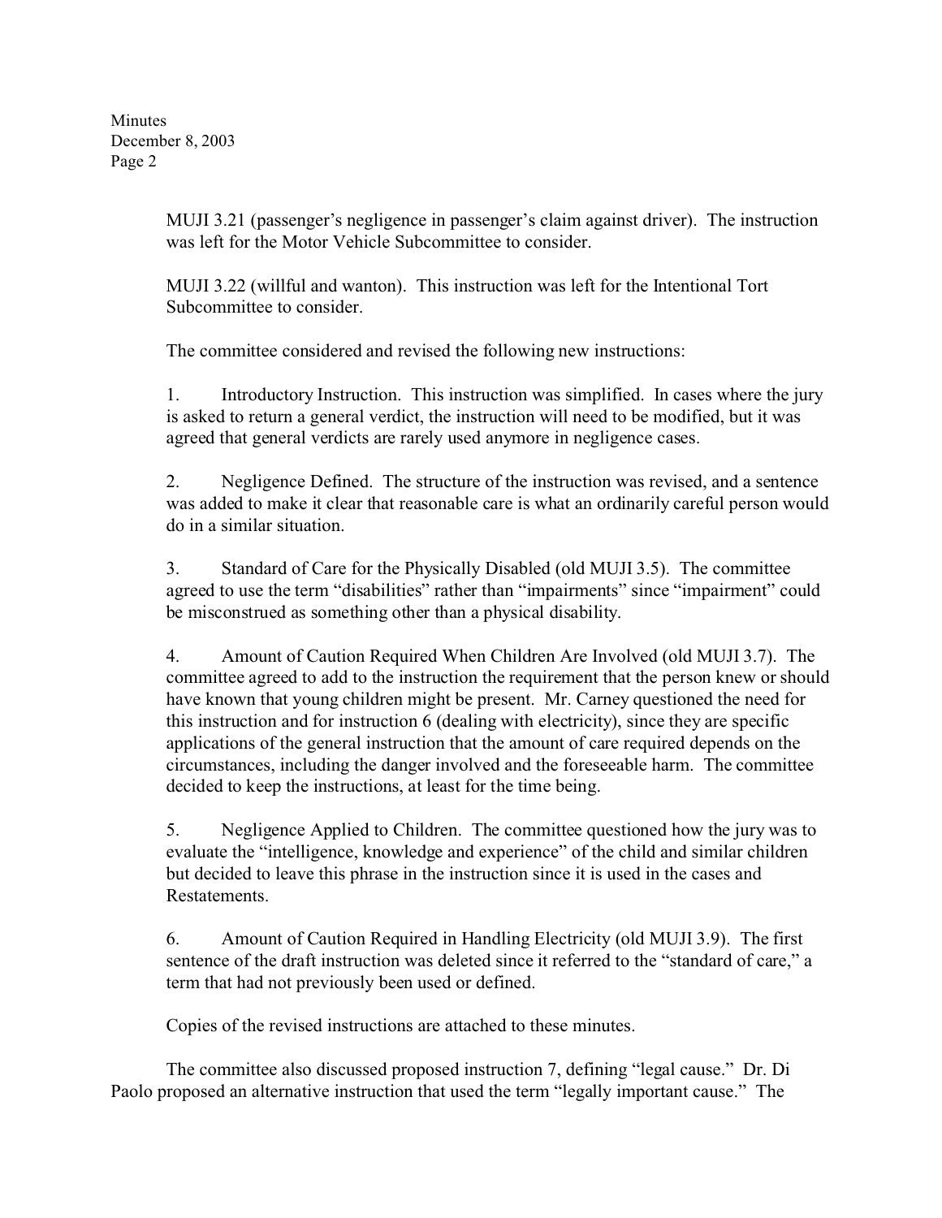MUJI 3.21 (passenger's negligence in passenger's claim against driver). The instruction was left for the Motor Vehicle Subcommittee to consider.

MUJI 3.22 (willful and wanton). This instruction was left for the Intentional Tort Subcommittee to consider.

The committee considered and revised the following new instructions:

1. Introductory Instruction. This instruction was simplified. In cases where the jury is asked to return a general verdict, the instruction will need to be modified, but it was agreed that general verdicts are rarely used anymore in negligence cases.

2. Negligence Defined. The structure of the instruction was revised, and a sentence was added to make it clear that reasonable care is what an ordinarily careful person would do in a similar situation.

3. Standard of Care for the Physically Disabled (old MUJI 3.5). The committee agreed to use the term "disabilities" rather than "impairments" since "impairment" could be misconstrued as something other than a physical disability.

4. Amount of Caution Required When Children Are Involved (old MUJI 3.7). The committee agreed to add to the instruction the requirement that the person knew or should have known that young children might be present. Mr. Carney questioned the need for this instruction and for instruction 6 (dealing with electricity), since they are specific applications of the general instruction that the amount of care required depends on the circumstances, including the danger involved and the foreseeable harm. The committee decided to keep the instructions, at least for the time being.

5. Negligence Applied to Children. The committee questioned how the jury was to evaluate the "intelligence, knowledge and experience" of the child and similar children but decided to leave this phrase in the instruction since it is used in the cases and Restatements.

6. Amount of Caution Required in Handling Electricity (old MUJI 3.9). The first sentence of the draft instruction was deleted since it referred to the "standard of care," a term that had not previously been used or defined.

Copies of the revised instructions are attached to these minutes.

The committee also discussed proposed instruction 7, defining "legal cause." Dr. Di Paolo proposed an alternative instruction that used the term "legally important cause." The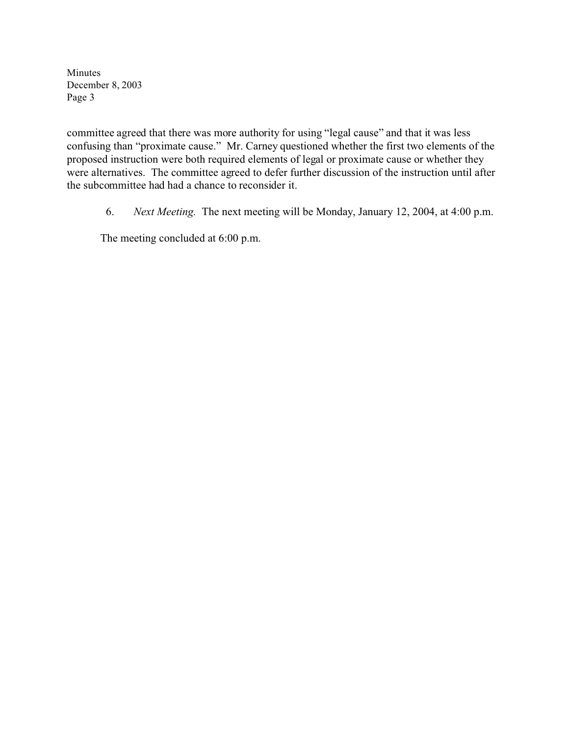committee agreed that there was more authority for using "legal cause" and that it was less confusing than "proximate cause." Mr. Carney questioned whether the first two elements of the proposed instruction were both required elements of legal or proximate cause or whether they were alternatives. The committee agreed to defer further discussion of the instruction until after the subcommittee had had a chance to reconsider it.

6. *Next Meeting.* The next meeting will be Monday, January 12, 2004, at 4:00 p.m.

The meeting concluded at 6:00 p.m.